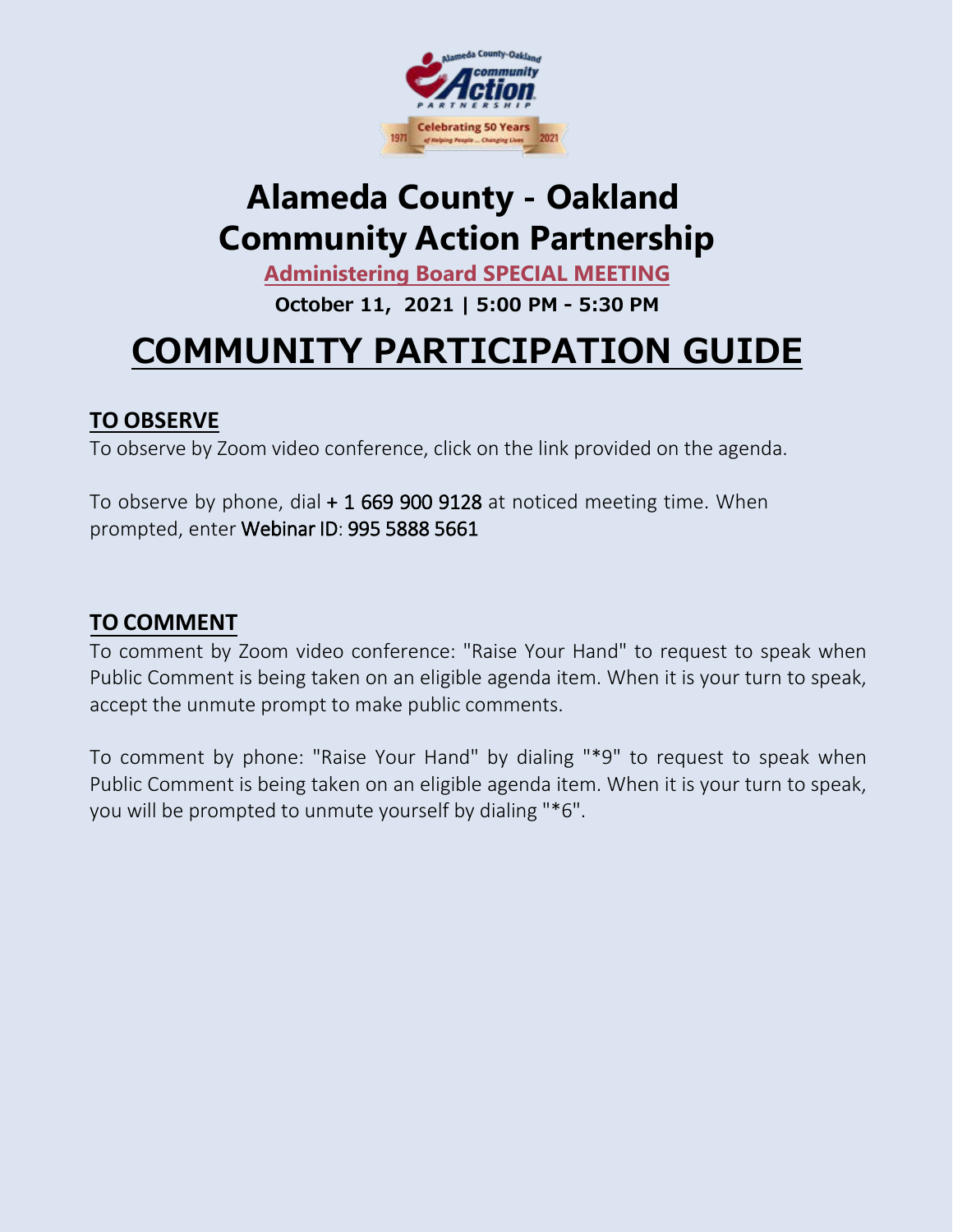# Alameda County - Oakland Community Action Partnership

**Administering Board SPECIAL MEETING**

**October 11, 2021 | 5:00 PM - 5:30 PM**

# COMMUNITY PARTICIPATION GUIDE

## TO OBSERVE

To observe by Zoom video conference, click on the link provided on the agenda.

To observe by phone, dial + 1 669 900 9128 at noticed meeting time. When prompted, enter Webinar ID: 995 5888 5661

## TO COMMENT

To comment by Zoom video conference: "Raise Your Hand" to request to speak when Public Comment is being taken on an eligible agenda item. When it is your turn to speak, accept the unmute prompt to make public comments.

To comment by phone: "Raise Your Hand" by dialing "*9" to request to speak when Public Comment is being taken on an eligible agenda item. When it is your turn to speak, you will be prompted to unmute yourself by dialing "*6".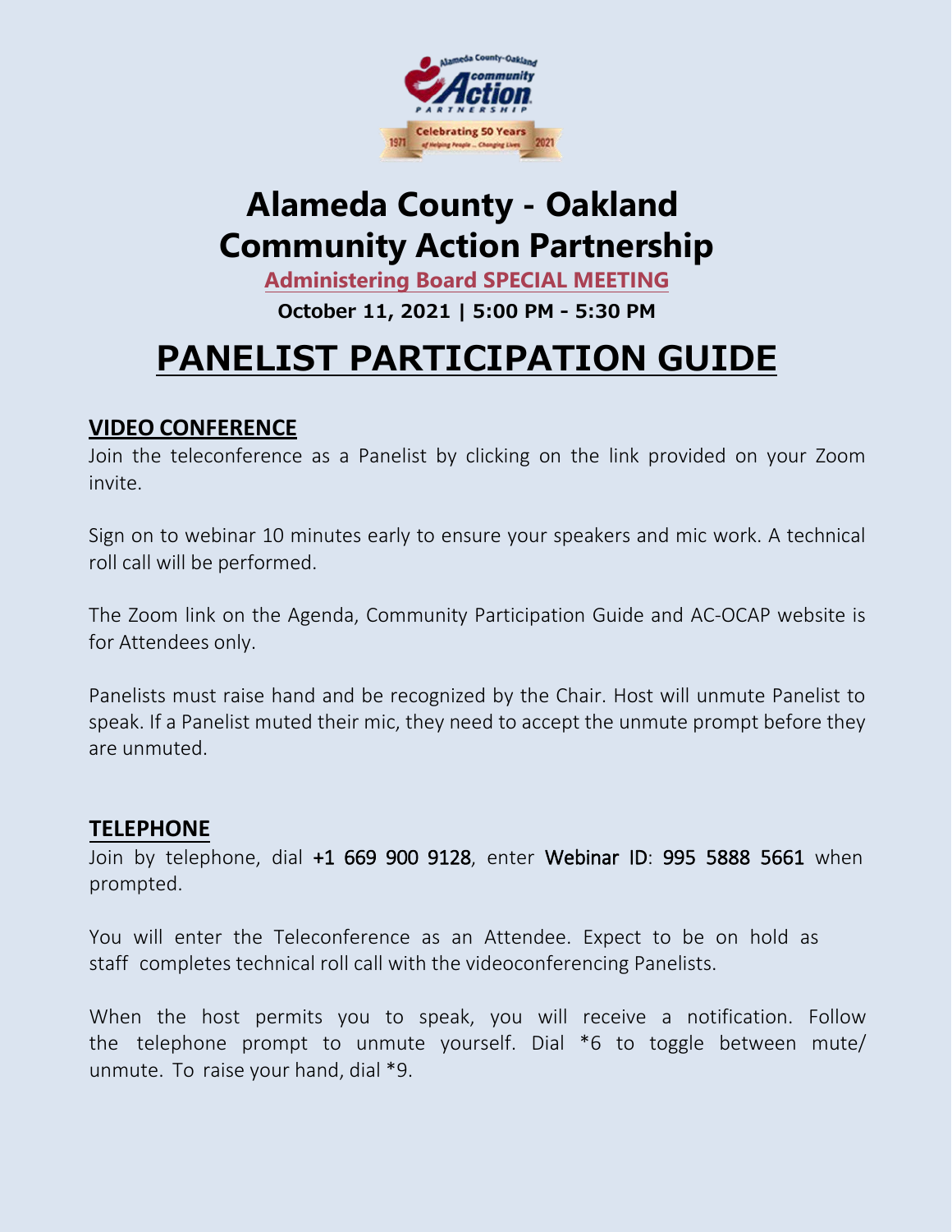# Alameda County - Oakland Community Action Partnership

**Administering Board SPECIAL MEETING**

**October 11, 2021 | 5:00 PM - 5:30 PM**

# PANELIST PARTICIPATION GUIDE

## VIDEO CONFERENCE

Join the teleconference as a Panelist by clicking on the link provided on your Zoom invite.

Sign on to webinar 10 minutes early to ensure your speakers and mic work. A technical roll call will be performed.

The Zoom link on the Agenda, Community Participation Guide and AC-OCAP website is for Attendees only.

Panelists must raise hand and be recognized by the Chair. Host will unmute Panelist to speak. If a Panelist muted their mic, they need to accept the unmute prompt before they are unmuted.

## TELEPHONE

Join by telephone, dial +1 669 900 9128, enter Webinar ID: 995 5888 5661 when prompted.

You will enter the Teleconference as an Attendee. Expect to be on hold as staff completes technical roll call with the videoconferencing Panelists.

When the host permits you to speak, you will receive a notification. Follow the telephone prompt to unmute yourself. Dial *6 to toggle between mute/ unmute. To raise your hand, dial *9.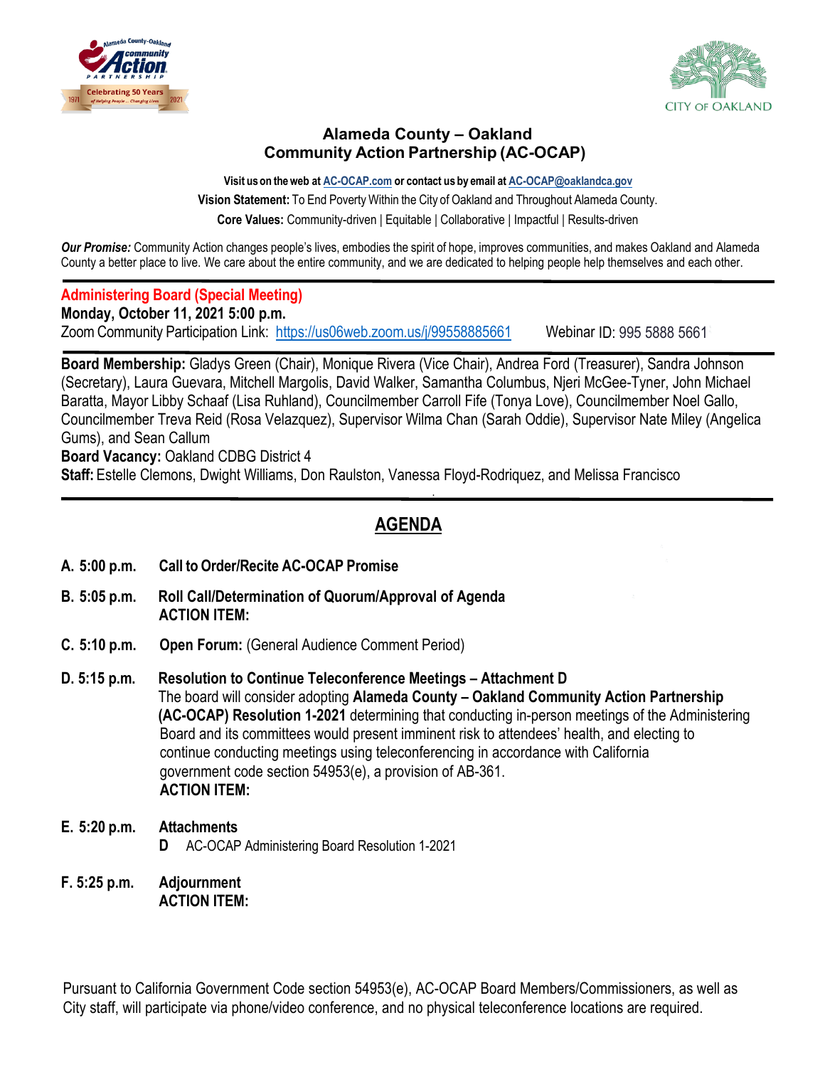# Alameda County – Oakland Community Action Partnership (AC-OCAP)

**Visit us on the web at [AC-OCAP.com](AC-OCAP.com) or contact us by email at [AC-OCAP@oaklandca.gov](mailto:AC-OCAP@oaklandca.gov)**

**Vision Statement:** To End Poverty Within the City of Oakland and Throughout Alameda County.

**Core Values:** Community-driven | Equitable | Collaborative | Impactful | Results-driven

***Our Promise:*** Community Action changes people's lives, embodies the spirit of hope, improves communities, and makes Oakland and Alameda County a better place to live. We care about the entire community, and we are dedicated to helping people help themselves and each other.

---

**Administering Board (Special Meeting)**
**Monday, October 11, 2021 5:00 p.m.**
Zoom Community Participation Link: [https://us06web.zoom.us/j/99558885661](https://us06web.zoom.us/j/99558885661) Webinar ID: 995 5888 5661

---

**Board Membership:** Gladys Green (Chair), Monique Rivera (Vice Chair), Andrea Ford (Treasurer), Sandra Johnson (Secretary), Laura Guevara, Mitchell Margolis, David Walker, Samantha Columbus, Njeri McGee-Tyner, John Michael Baratta, Mayor Libby Schaaf (Lisa Ruhland), Councilmember Carroll Fife (Tonya Love), Councilmember Noel Gallo, Councilmember Treva Reid (Rosa Velazquez), Supervisor Wilma Chan (Sarah Oddie), Supervisor Nate Miley (Angelica Gums), and Sean Callum

**Board Vacancy:** Oakland CDBG District 4

**Staff:** Estelle Clemons, Dwight Williams, Don Raulston, Vanessa Floyd-Rodriquez, and Melissa Francisco

---

## AGENDA

**A. 5:00 p.m.** **Call to Order/Recite AC-OCAP Promise**

**B. 5:05 p.m.** **Roll Call/Determination of Quorum/Approval of Agenda**
**ACTION ITEM:**

**C. 5:10 p.m.** **Open Forum:** (General Audience Comment Period)

**D. 5:15 p.m.** **Resolution to Continue Teleconference Meetings – Attachment D**
The board will consider adopting **Alameda County – Oakland Community Action Partnership (AC-OCAP) Resolution 1-2021** determining that conducting in-person meetings of the Administering Board and its committees would present imminent risk to attendees' health, and electing to continue conducting meetings using teleconferencing in accordance with California government code section 54953(e), a provision of AB-361.
**ACTION ITEM:**

**E. 5:20 p.m.** **Attachments**
**D** AC-OCAP Administering Board Resolution 1-2021

**F. 5:25 p.m.** **Adjournment**
**ACTION ITEM:**

Pursuant to California Government Code section 54953(e), AC-OCAP Board Members/Commissioners, as well as City staff, will participate via phone/video conference, and no physical teleconference locations are required.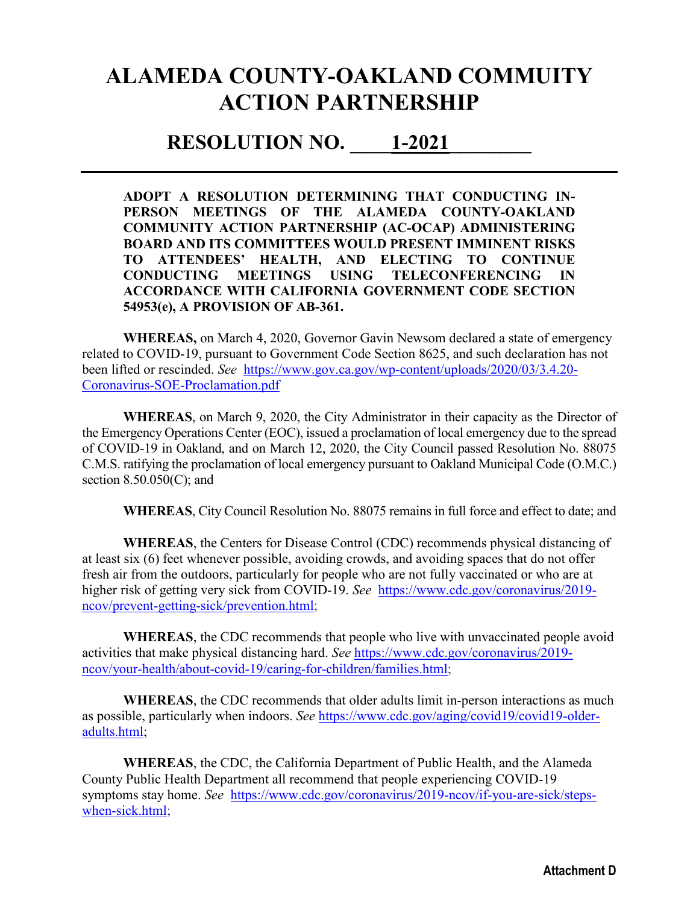# ALAMEDA COUNTY-OAKLAND COMMUITY ACTION PARTNERSHIP

## RESOLUTION NO. ____1-2021________

**ADOPT A RESOLUTION DETERMINING THAT CONDUCTING IN-PERSON MEETINGS OF THE ALAMEDA COUNTY-OAKLAND COMMUNITY ACTION PARTNERSHIP (AC-OCAP) ADMINISTERING BOARD AND ITS COMMITTEES WOULD PRESENT IMMINENT RISKS TO ATTENDEES' HEALTH, AND ELECTING TO CONTINUE CONDUCTING MEETINGS USING TELECONFERENCING IN ACCORDANCE WITH CALIFORNIA GOVERNMENT CODE SECTION 54953(e), A PROVISION OF AB-361.**

**WHEREAS,** on March 4, 2020, Governor Gavin Newsom declared a state of emergency related to COVID-19, pursuant to Government Code Section 8625, and such declaration has not been lifted or rescinded. *See* https://www.gov.ca.gov/wp-content/uploads/2020/03/3.4.20-Coronavirus-SOE-Proclamation.pdf

**WHEREAS**, on March 9, 2020, the City Administrator in their capacity as the Director of the Emergency Operations Center (EOC), issued a proclamation of local emergency due to the spread of COVID-19 in Oakland, and on March 12, 2020, the City Council passed Resolution No. 88075 C.M.S. ratifying the proclamation of local emergency pursuant to Oakland Municipal Code (O.M.C.) section 8.50.050(C); and

**WHEREAS**, City Council Resolution No. 88075 remains in full force and effect to date; and

**WHEREAS**, the Centers for Disease Control (CDC) recommends physical distancing of at least six (6) feet whenever possible, avoiding crowds, and avoiding spaces that do not offer fresh air from the outdoors, particularly for people who are not fully vaccinated or who are at higher risk of getting very sick from COVID-19. *See* https://www.cdc.gov/coronavirus/2019-ncov/prevent-getting-sick/prevention.html;

**WHEREAS**, the CDC recommends that people who live with unvaccinated people avoid activities that make physical distancing hard. *See* https://www.cdc.gov/coronavirus/2019-ncov/your-health/about-covid-19/caring-for-children/families.html;

**WHEREAS**, the CDC recommends that older adults limit in-person interactions as much as possible, particularly when indoors. *See* https://www.cdc.gov/aging/covid19/covid19-older-adults.html;

**WHEREAS**, the CDC, the California Department of Public Health, and the Alameda County Public Health Department all recommend that people experiencing COVID-19 symptoms stay home. *See* https://www.cdc.gov/coronavirus/2019-ncov/if-you-are-sick/steps-when-sick.html;

**Attachment D**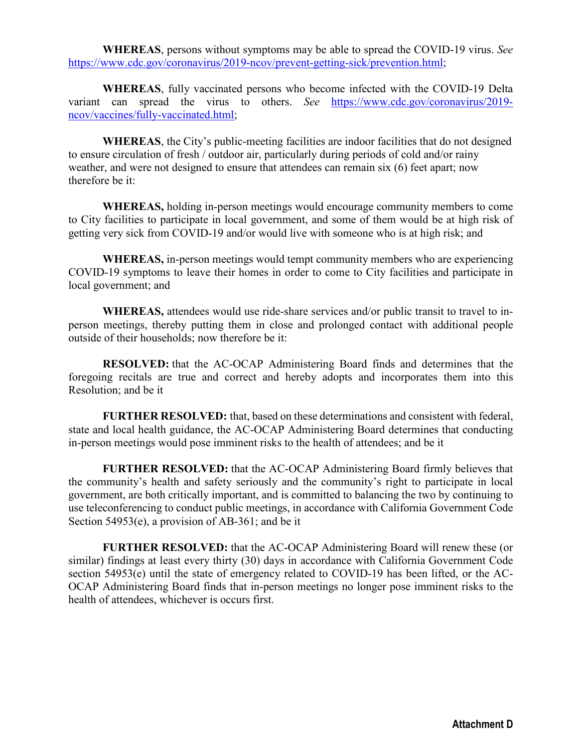**WHEREAS**, persons without symptoms may be able to spread the COVID-19 virus. *See* https://www.cdc.gov/coronavirus/2019-ncov/prevent-getting-sick/prevention.html;

**WHEREAS**, fully vaccinated persons who become infected with the COVID-19 Delta variant can spread the virus to others. *See* https://www.cdc.gov/coronavirus/2019-ncov/vaccines/fully-vaccinated.html;

**WHEREAS**, the City's public-meeting facilities are indoor facilities that do not designed to ensure circulation of fresh / outdoor air, particularly during periods of cold and/or rainy weather, and were not designed to ensure that attendees can remain six (6) feet apart; now therefore be it:

**WHEREAS,** holding in-person meetings would encourage community members to come to City facilities to participate in local government, and some of them would be at high risk of getting very sick from COVID-19 and/or would live with someone who is at high risk; and

**WHEREAS,** in-person meetings would tempt community members who are experiencing COVID-19 symptoms to leave their homes in order to come to City facilities and participate in local government; and

**WHEREAS,** attendees would use ride-share services and/or public transit to travel to in-person meetings, thereby putting them in close and prolonged contact with additional people outside of their households; now therefore be it:

**RESOLVED:** that the AC-OCAP Administering Board finds and determines that the foregoing recitals are true and correct and hereby adopts and incorporates them into this Resolution; and be it

**FURTHER RESOLVED:** that, based on these determinations and consistent with federal, state and local health guidance, the AC-OCAP Administering Board determines that conducting in-person meetings would pose imminent risks to the health of attendees; and be it

**FURTHER RESOLVED:** that the AC-OCAP Administering Board firmly believes that the community's health and safety seriously and the community's right to participate in local government, are both critically important, and is committed to balancing the two by continuing to use teleconferencing to conduct public meetings, in accordance with California Government Code Section 54953(e), a provision of AB-361; and be it

**FURTHER RESOLVED:** that the AC-OCAP Administering Board will renew these (or similar) findings at least every thirty (30) days in accordance with California Government Code section 54953(e) until the state of emergency related to COVID-19 has been lifted, or the AC-OCAP Administering Board finds that in-person meetings no longer pose imminent risks to the health of attendees, whichever is occurs first.

**Attachment D**